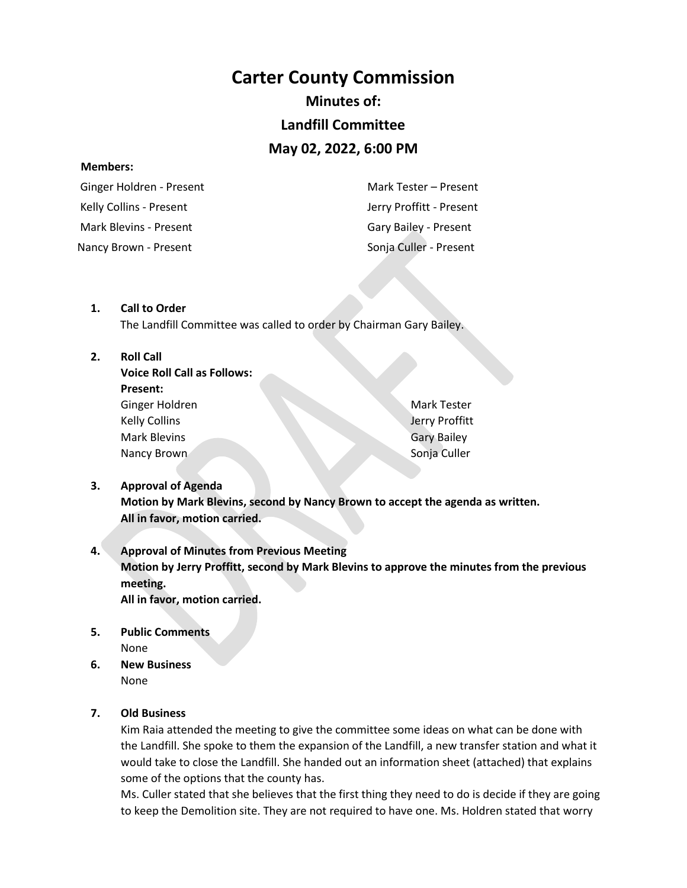# Carter County Commission

## Minutes of:

## Landfill Committee

## May 02, 2022, 6:00 PM

**Members:**

| | |
|---|---|
| Ginger Holdren - Present | Mark Tester – Present |
| Kelly Collins - Present | Jerry Proffitt - Present |
| Mark Blevins - Present | Gary Bailey - Present |
| Nancy Brown - Present | Sonja Culler - Present |

1. **Call to Order**
   The Landfill Committee was called to order by Chairman Gary Bailey.

2. **Roll Call**
   **Voice Roll Call as Follows:**
   **Present:**

   | | |
   |---|---|
   | Ginger Holdren | Mark Tester |
   | Kelly Collins | Jerry Proffitt |
   | Mark Blevins | Gary Bailey |
   | Nancy Brown | Sonja Culler |

3. **Approval of Agenda**
   **Motion by Mark Blevins, second by Nancy Brown to accept the agenda as written.**
   **All in favor, motion carried.**

4. **Approval of Minutes from Previous Meeting**
   **Motion by Jerry Proffitt, second by Mark Blevins to approve the minutes from the previous meeting.**
   **All in favor, motion carried.**

5. **Public Comments**
   None

6. **New Business**
   None

7. **Old Business**
   Kim Raia attended the meeting to give the committee some ideas on what can be done with the Landfill. She spoke to them the expansion of the Landfill, a new transfer station and what it would take to close the Landfill. She handed out an information sheet (attached) that explains some of the options that the county has.
   Ms. Culler stated that she believes that the first thing they need to do is decide if they are going to keep the Demolition site. They are not required to have one. Ms. Holdren stated that worry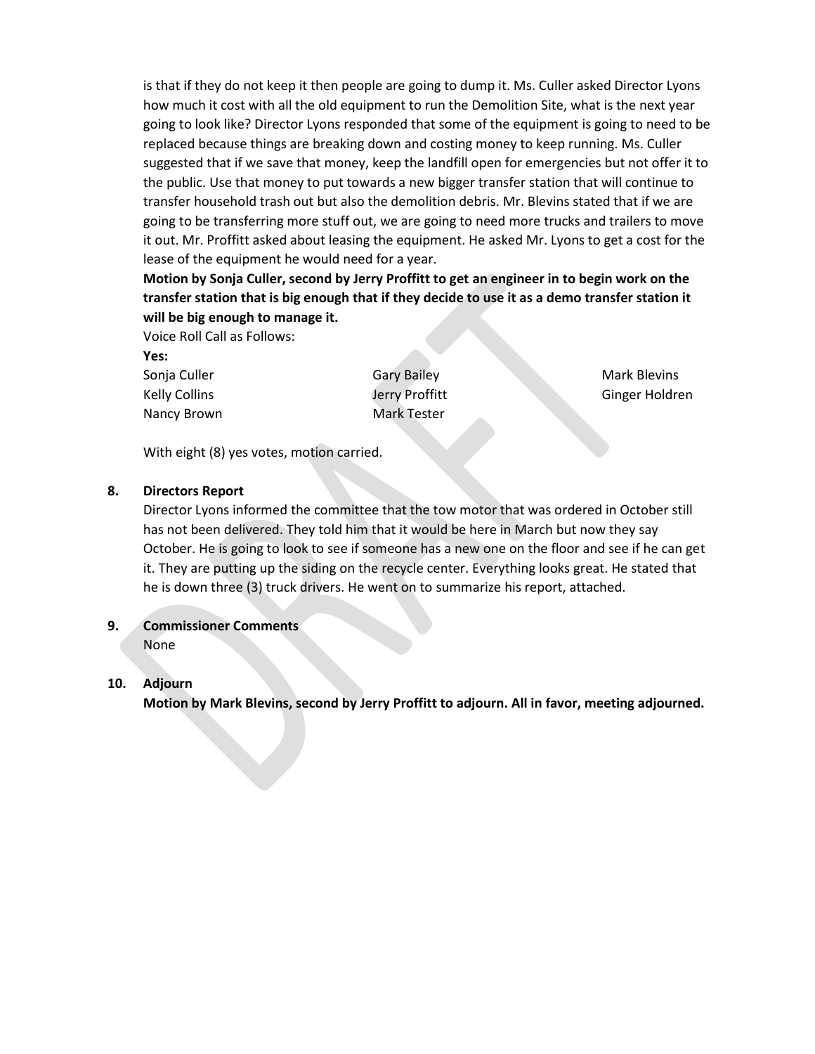is that if they do not keep it then people are going to dump it. Ms. Culler asked Director Lyons how much it cost with all the old equipment to run the Demolition Site, what is the next year going to look like? Director Lyons responded that some of the equipment is going to need to be replaced because things are breaking down and costing money to keep running. Ms. Culler suggested that if we save that money, keep the landfill open for emergencies but not offer it to the public. Use that money to put towards a new bigger transfer station that will continue to transfer household trash out but also the demolition debris. Mr. Blevins stated that if we are going to be transferring more stuff out, we are going to need more trucks and trailers to move it out. Mr. Proffitt asked about leasing the equipment. He asked Mr. Lyons to get a cost for the lease of the equipment he would need for a year.

**Motion by Sonja Culler, second by Jerry Proffitt to get an engineer in to begin work on the transfer station that is big enough that if they decide to use it as a demo transfer station it will be big enough to manage it.**

Voice Roll Call as Follows:

**Yes:**

| | | |
|---|---|---|
| Sonja Culler | Gary Bailey | Mark Blevins |
| Kelly Collins | Jerry Proffitt | Ginger Holdren |
| Nancy Brown | Mark Tester | |

With eight (8) yes votes, motion carried.

**8. Directors Report**

Director Lyons informed the committee that the tow motor that was ordered in October still has not been delivered. They told him that it would be here in March but now they say October. He is going to look to see if someone has a new one on the floor and see if he can get it. They are putting up the siding on the recycle center. Everything looks great. He stated that he is down three (3) truck drivers. He went on to summarize his report, attached.

**9. Commissioner Comments**

None

**10. Adjourn**

**Motion by Mark Blevins, second by Jerry Proffitt to adjourn. All in favor, meeting adjourned.**